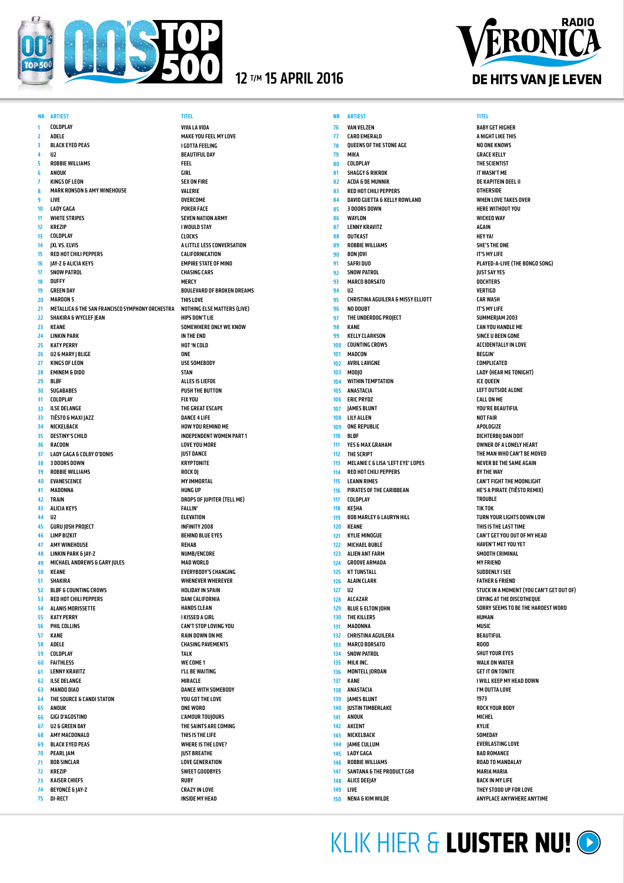# 00'S TOP 500

## 12 T/M 15 APRIL 2016

RADIO VERONICA
DE HITS VAN JE LEVEN

| NR | ARTIEST | TITEL |
| --- | --- | --- |
| 1 | COLDPLAY | VIVA LA VIDA |
| 2 | ADELE | MAKE YOU FEEL MY LOVE |
| 3 | BLACK EYED PEAS | I GOTTA FEELING |
| 4 | U2 | BEAUTIFUL DAY |
| 5 | ROBBIE WILLIAMS | FEEL |
| 6 | ANOUK | GIRL |
| 7 | KINGS OF LEON | SEX ON FIRE |
| 8 | MARK RONSON & AMY WINEHOUSE | VALERIE |
| 9 | LIVE | OVERCOME |
| 10 | LADY GAGA | POKER FACE |
| 11 | WHITE STRIPES | SEVEN NATION ARMY |
| 12 | KREZIP | I WOULD STAY |
| 13 | COLDPLAY | CLOCKS |
| 14 | JXL VS. ELVIS | A LITTLE LESS CONVERSATION |
| 15 | RED HOT CHILI PEPPERS | CALIFORNICATION |
| 16 | JAY-Z & ALICIA KEYS | EMPIRE STATE OF MIND |
| 17 | SNOW PATROL | CHASING CARS |
| 18 | DUFFY | MERCY |
| 19 | GREEN DAY | BOULEVARD OF BROKEN DREAMS |
| 20 | MAROON 5 | THIS LOVE |
| 21 | METALLICA & THE SAN FRANCISCO SYMPHONY ORCHESTRA | NOTHING ELSE MATTERS (LIVE) |
| 22 | SHAKIRA & WYCLEF JEAN | HIPS DON'T LIE |
| 23 | KEANE | SOMEWHERE ONLY WE KNOW |
| 24 | LINKIN PARK | IN THE END |
| 25 | KATY PERRY | HOT 'N COLD |
| 26 | U2 & MARY J BLIGE | ONE |
| 27 | KINGS OF LEON | USE SOMEBODY |
| 28 | EMINEM & DIDO | STAN |
| 29 | BLØF | ALLES IS LIEFDE |
| 30 | SUGABABES | PUSH THE BUTTON |
| 31 | COLDPLAY | FIX YOU |
| 32 | ILSE DELANGE | THE GREAT ESCAPE |
| 33 | TIËSTO & MAXI JAZZ | DANCE 4 LIFE |
| 34 | NICKELBACK | HOW YOU REMIND ME |
| 35 | DESTINY'S CHILD | INDEPENDENT WOMEN PART 1 |
| 36 | RACOON | LOVE YOU MORE |
| 37 | LADY GAGA & COLBY O'DONIS | JUST DANCE |
| 38 | 3 DOORS DOWN | KRYPTONITE |
| 39 | ROBBIE WILLIAMS | ROCK DJ |
| 40 | EVANESCENCE | MY IMMORTAL |
| 41 | MADONNA | HUNG UP |
| 42 | TRAIN | DROPS OF JUPITER (TELL ME) |
| 43 | ALICIA KEYS | FALLIN' |
| 44 | U2 | ELEVATION |
| 45 | GURU JOSH PROJECT | INFINITY 2008 |
| 46 | LIMP BIZKIT | BEHIND BLUE EYES |
| 47 | AMY WINEHOUSE | REHAB |
| 48 | LINKIN PARK & JAY-Z | NUMB/ENCORE |
| 49 | MICHAEL ANDREWS & GARY JULES | MAD WORLD |
| 50 | KEANE | EVERYBODY'S CHANGING |
| 51 | SHAKIRA | WHENEVER WHEREVER |
| 52 | BLØF & COUNTING CROWS | HOLIDAY IN SPAIN |
| 53 | RED HOT CHILI PEPPERS | DANI CALIFORNIA |
| 54 | ALANIS MORISSETTE | HANDS CLEAN |
| 55 | KATY PERRY | I KISSED A GIRL |
| 56 | PHIL COLLINS | CAN'T STOP LOVING YOU |
| 57 | KANE | RAIN DOWN ON ME |
| 58 | ADELE | CHASING PAVEMENTS |
| 59 | COLDPLAY | TALK |
| 60 | FAITHLESS | WE COME 1 |
| 61 | LENNY KRAVITZ | I'LL BE WAITING |
| 62 | ILSE DELANGE | MIRACLE |
| 63 | MANDO DIAO | DANCE WITH SOMEBODY |
| 64 | THE SOURCE & CANDI STATON | YOU GOT THE LOVE |
| 65 | ANOUK | ONE WORD |
| 66 | GIGI D'AGOSTINO | L'AMOUR TOUJOURS |
| 67 | U2 & GREEN DAY | THE SAINTS ARE COMING |
| 68 | AMY MACDONALD | THIS IS THE LIFE |
| 69 | BLACK EYED PEAS | WHERE IS THE LOVE? |
| 70 | PEARL JAM | JUST BREATHE |
| 71 | BOB SINCLAR | LOVE GENERATION |
| 72 | KREZIP | SWEET GOODBYES |
| 73 | KAISER CHIEFS | RUBY |
| 74 | BEYONCÉ & JAY-Z | CRAZY IN LOVE |
| 75 | DI-RECT | INSIDE MY HEAD |
| 76 | VAN VELZEN | BABY GET HIGHER |
| 77 | CARO EMERALD | A NIGHT LIKE THIS |
| 78 | QUEENS OF THE STONE AGE | NO ONE KNOWS |
| 79 | MIKA | GRACE KELLY |
| 80 | COLDPLAY | THE SCIENTIST |
| 81 | SHAGGY & RIKROK | IT WASN'T ME |
| 82 | ACDA & DE MUNNIK | DE KAPITEIN DEEL II |
| 83 | RED HOT CHILI PEPPERS | OTHERSIDE |
| 84 | DAVID GUETTA & KELLY ROWLAND | WHEN LOVE TAKES OVER |
| 85 | 3 DOORS DOWN | HERE WITHOUT YOU |
| 86 | WAYLON | WICKED WAY |
| 87 | LENNY KRAVITZ | AGAIN |
| 88 | OUTKAST | HEY YA! |
| 89 | ROBBIE WILLIAMS | SHE'S THE ONE |
| 90 | BON JOVI | IT'S MY LIFE |
| 91 | SAFRI DUO | PLAYED-A-LIVE (THE BONGO SONG) |
| 92 | SNOW PATROL | JUST SAY YES |
| 93 | MARCO BORSATO | DOCHTERS |
| 94 | U2 | VERTIGO |
| 95 | CHRISTINA AGUILERA & MISSY ELLIOTT | CAR WASH |
| 96 | NO DOUBT | IT'S MY LIFE |
| 97 | THE UNDERDOG PROJECT | SUMMERJAM 2003 |
| 98 | KANE | CAN YOU HANDLE ME |
| 99 | KELLY CLARKSON | SINCE U BEEN GONE |
| 100 | COUNTING CROWS | ACCIDENTALLY IN LOVE |
| 101 | MADCON | BEGGIN' |
| 102 | AVRIL LAVIGNE | COMPLICATED |
| 103 | MODJO | LADY (HEAR ME TONIGHT) |
| 104 | WITHIN TEMPTATION | ICE QUEEN |
| 105 | ANASTACIA | LEFT OUTSIDE ALONE |
| 106 | ERIC PRYDZ | CALL ON ME |
| 107 | JAMES BLUNT | YOU'RE BEAUTIFUL |
| 108 | LILY ALLEN | NOT FAIR |
| 109 | ONE REPUBLIC | APOLOGIZE |
| 110 | BLØF | DICHTERBIJ DAN OOIT |
| 111 | YES & MAX GRAHAM | OWNER OF A LONELY HEART |
| 112 | THE SCRIPT | THE MAN WHO CAN'T BE MOVED |
| 113 | MELANIE C & LISA 'LEFT EYE' LOPES | NEVER BE THE SAME AGAIN |
| 114 | RED HOT CHILI PEPPERS | BY THE WAY |
| 115 | LEANN RIMES | CAN'T FIGHT THE MOONLIGHT |
| 116 | PIRATES OF THE CARIBBEAN | HE'S A PIRATE (TIËSTO REMIX) |
| 117 | COLDPLAY | TROUBLE |
| 118 | KE$HA | TIK TOK |
| 119 | BOB MARLEY & LAURYN HILL | TURN YOUR LIGHTS DOWN LOW |
| 120 | KEANE | THIS IS THE LAST TIME |
| 121 | KYLIE MINOGUE | CAN'T GET YOU OUT OF MY HEAD |
| 122 | MICHAEL BUBLÉ | HAVEN'T MET YOU YET |
| 123 | ALIEN ANT FARM | SMOOTH CRIMINAL |
| 124 | GROOVE ARMADA | MY FRIEND |
| 125 | KT TUNSTALL | SUDDENLY I SEE |
| 126 | ALAIN CLARK | FATHER & FRIEND |
| 127 | U2 | STUCK IN A MOMENT (YOU CAN'T GET OUT OF) |
| 128 | ALCAZAR | CRYING AT THE DISCOTHEQUE |
| 129 | BLUE & ELTON JOHN | SORRY SEEMS TO BE THE HARDEST WORD |
| 130 | THE KILLERS | HUMAN |
| 131 | MADONNA | MUSIC |
| 132 | CHRISTINA AGUILERA | BEAUTIFUL |
| 133 | MARCO BORSATO | ROOD |
| 134 | SNOW PATROL | SHUT YOUR EYES |
| 135 | MILK INC. | WALK ON WATER |
| 136 | MONTELL JORDAN | GET IT ON TONITE |
| 137 | KANE | I WILL KEEP MY HEAD DOWN |
| 138 | ANASTACIA | I'M OUTTA LOVE |
| 139 | JAMES BLUNT | 1973 |
| 140 | JUSTIN TIMBERLAKE | ROCK YOUR BODY |
| 141 | ANOUK | MICHEL |
| 142 | AKCENT | KYLIE |
| 143 | NICKELBACK | SOMEDAY |
| 144 | JAMIE CULLUM | EVERLASTING LOVE |
| 145 | LADY GAGA | BAD ROMANCE |
| 146 | ROBBIE WILLIAMS | ROAD TO MANDALAY |
| 147 | SANTANA & THE PRODUCT G&B | MARIA MARIA |
| 148 | ALICE DEEJAY | BACK IN MY LIFE |
| 149 | LIVE | THEY STOOD UP FOR LOVE |
| 150 | NENA & KIM WILDE | ANYPLACE ANYWHERE ANYTIME |

KLIK HIER & **LUISTER NU!**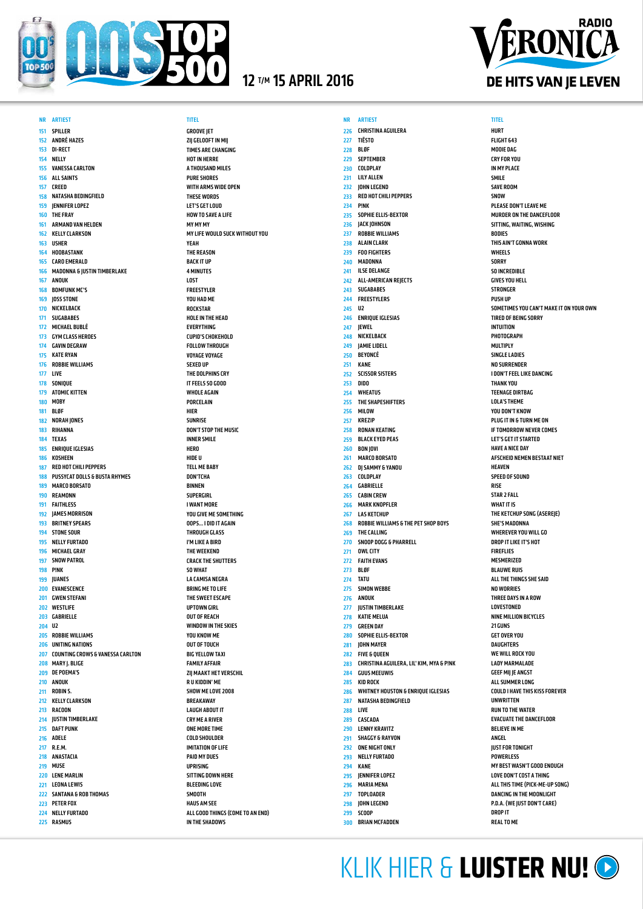# 00'S TOP 500

## 12 T/M 15 APRIL 2016

RADIO VERONICA
DE HITS VAN JE LEVEN

| NR | ARTIEST | TITEL |
|---|---|---|
| 151 | SPILLER | GROOVE JET |
| 152 | ANDRÉ HAZES | ZIJ GELOOFT IN MIJ |
| 153 | DI-RECT | TIMES ARE CHANGING |
| 154 | NELLY | HOT IN HERRE |
| 155 | VANESSA CARLTON | A THOUSAND MILES |
| 156 | ALL SAINTS | PURE SHORES |
| 157 | CREED | WITH ARMS WIDE OPEN |
| 158 | NATASHA BEDINGFIELD | THESE WORDS |
| 159 | JENNIFER LOPEZ | LET'S GET LOUD |
| 160 | THE FRAY | HOW TO SAVE A LIFE |
| 161 | ARMAND VAN HELDEN | MY MY MY |
| 162 | KELLY CLARKSON | MY LIFE WOULD SUCK WITHOUT YOU |
| 163 | USHER | YEAH |
| 164 | HOOBASTANK | THE REASON |
| 165 | CARO EMERALD | BACK IT UP |
| 166 | MADONNA & JUSTIN TIMBERLAKE | 4 MINUTES |
| 167 | ANOUK | LOST |
| 168 | BOMFUNK MC'S | FREESTYLER |
| 169 | JOSS STONE | YOU HAD ME |
| 170 | NICKELBACK | ROCKSTAR |
| 171 | SUGABABES | HOLE IN THE HEAD |
| 172 | MICHAEL BUBLÉ | EVERYTHING |
| 173 | GYM CLASS HEROES | CUPID'S CHOKEHOLD |
| 174 | GAVIN DEGRAW | FOLLOW THROUGH |
| 175 | KATE RYAN | VOYAGE VOYAGE |
| 176 | ROBBIE WILLIAMS | SEXED UP |
| 177 | LIVE | THE DOLPHINS CRY |
| 178 | SONIQUE | IT FEELS SO GOOD |
| 179 | ATOMIC KITTEN | WHOLE AGAIN |
| 180 | MOBY | PORCELAIN |
| 181 | BLØF | HIER |
| 182 | NORAH JONES | SUNRISE |
| 183 | RIHANNA | DON'T STOP THE MUSIC |
| 184 | TEXAS | INNER SMILE |
| 185 | ENRIQUE IGLESIAS | HERO |
| 186 | KOSHEEN | HIDE U |
| 187 | RED HOT CHILI PEPPERS | TELL ME BABY |
| 188 | PUSSYCAT DOLLS & BUSTA RHYMES | DON'TCHA |
| 189 | MARCO BORSATO | BINNEN |
| 190 | REAMONN | SUPERGIRL |
| 191 | FAITHLESS | I WANT MORE |
| 192 | JAMES MORRISON | YOU GIVE ME SOMETHING |
| 193 | BRITNEY SPEARS | OOPS... I DID IT AGAIN |
| 194 | STONE SOUR | THROUGH GLASS |
| 195 | NELLY FURTADO | I'M LIKE A BIRD |
| 196 | MICHAEL GRAY | THE WEEKEND |
| 197 | SNOW PATROL | CRACK THE SHUTTERS |
| 198 | P!NK | SO WHAT |
| 199 | JUANES | LA CAMISA NEGRA |
| 200 | EVANESCENCE | BRING ME TO LIFE |
| 201 | GWEN STEFANI | THE SWEET ESCAPE |
| 202 | WESTLIFE | UPTOWN GIRL |
| 203 | GABRIELLE | OUT OF REACH |
| 204 | U2 | WINDOW IN THE SKIES |
| 205 | ROBBIE WILLIAMS | YOU KNOW ME |
| 206 | UNITING NATIONS | OUT OF TOUCH |
| 207 | COUNTING CROWS & VANESSA CARLTON | BIG YELLOW TAXI |
| 208 | MARY J. BLIGE | FAMILY AFFAIR |
| 209 | DE POEMA'S | ZIJ MAAKT HET VERSCHIL |
| 210 | ANOUK | R U KIDDIN' ME |
| 211 | ROBIN S. | SHOW ME LOVE 2008 |
| 212 | KELLY CLARKSON | BREAKAWAY |
| 213 | RACOON | LAUGH ABOUT IT |
| 214 | JUSTIN TIMBERLAKE | CRY ME A RIVER |
| 215 | DAFT PUNK | ONE MORE TIME |
| 216 | ADELE | COLD SHOULDER |
| 217 | R.E.M. | IMITATION OF LIFE |
| 218 | ANASTACIA | PAID MY DUES |
| 219 | MUSE | UPRISING |
| 220 | LENE MARLIN | SITTING DOWN HERE |
| 221 | LEONA LEWIS | BLEEDING LOVE |
| 222 | SANTANA & ROB THOMAS | SMOOTH |
| 223 | PETER FOX | HAUS AM SEE |
| 224 | NELLY FURTADO | ALL GOOD THINGS (COME TO AN END) |
| 225 | RASMUS | IN THE SHADOWS |
| 226 | CHRISTINA AGUILERA | HURT |
| 227 | TIËSTO | FLIGHT 643 |
| 228 | BLØF | MOOIE DAG |
| 229 | SEPTEMBER | CRY FOR YOU |
| 230 | COLDPLAY | IN MY PLACE |
| 231 | LILY ALLEN | SMILE |
| 232 | JOHN LEGEND | SAVE ROOM |
| 233 | RED HOT CHILI PEPPERS | SNOW |
| 234 | P!NK | PLEASE DON'T LEAVE ME |
| 235 | SOPHIE ELLIS-BEXTOR | MURDER ON THE DANCEFLOOR |
| 236 | JACK JOHNSON | SITTING, WAITING, WISHING |
| 237 | ROBBIE WILLIAMS | BODIES |
| 238 | ALAIN CLARK | THIS AIN'T GONNA WORK |
| 239 | FOO FIGHTERS | WHEELS |
| 240 | MADONNA | SORRY |
| 241 | ILSE DELANGE | SO INCREDIBLE |
| 242 | ALL-AMERICAN REJECTS | GIVES YOU HELL |
| 243 | SUGABABES | STRONGER |
| 244 | FREESTYLERS | PUSH UP |
| 245 | U2 | SOMETIMES YOU CAN'T MAKE IT ON YOUR OWN |
| 246 | ENRIQUE IGLESIAS | TIRED OF BEING SORRY |
| 247 | JEWEL | INTUITION |
| 248 | NICKELBACK | PHOTOGRAPH |
| 249 | JAMIE LIDELL | MULTIPLY |
| 250 | BEYONCÉ | SINGLE LADIES |
| 251 | KANE | NO SURRENDER |
| 252 | SCISSOR SISTERS | I DON'T FEEL LIKE DANCING |
| 253 | DIDO | THANK YOU |
| 254 | WHEATUS | TEENAGE DIRTBAG |
| 255 | THE SHAPESHIFTERS | LOLA'S THEME |
| 256 | MILOW | YOU DON'T KNOW |
| 257 | KREZIP | PLUG IT IN & TURN ME ON |
| 258 | RONAN KEATING | IF TOMORROW NEVER COMES |
| 259 | BLACK EYED PEAS | LET'S GET IT STARTED |
| 260 | BON JOVI | HAVE A NICE DAY |
| 261 | MARCO BORSATO | AFSCHEID NEMEN BESTAAT NIET |
| 262 | DJ SAMMY & YANOU | HEAVEN |
| 263 | COLDPLAY | SPEED OF SOUND |
| 264 | GABRIELLE | RISE |
| 265 | CABIN CREW | STAR 2 FALL |
| 266 | MARK KNOPFLER | WHAT IT IS |
| 267 | LAS KETCHUP | THE KETCHUP SONG (ASEREJE) |
| 268 | ROBBIE WILLIAMS & THE PET SHOP BOYS | SHE'S MADONNA |
| 269 | THE CALLING | WHEREVER YOU WILL GO |
| 270 | SNOOP DOGG & PHARRELL | DROP IT LIKE IT'S HOT |
| 271 | OWL CITY | FIREFLIES |
| 272 | FAITH EVANS | MESMERIZED |
| 273 | BLØF | BLAUWE RUIS |
| 274 | TATU | ALL THE THINGS SHE SAID |
| 275 | SIMON WEBBE | NO WORRIES |
| 276 | ANOUK | THREE DAYS IN A ROW |
| 277 | JUSTIN TIMBERLAKE | LOVESTONED |
| 278 | KATIE MELUA | NINE MILLION BICYCLES |
| 279 | GREEN DAY | 21 GUNS |
| 280 | SOPHIE ELLIS-BEXTOR | GET OVER YOU |
| 281 | JOHN MAYER | DAUGHTERS |
| 282 | FIVE & QUEEN | WE WILL ROCK YOU |
| 283 | CHRISTINA AGUILERA, LIL' KIM, MYA & P!NK | LADY MARMALADE |
| 284 | GUUS MEEUWIS | GEEF MIJ JE ANGST |
| 285 | KID ROCK | ALL SUMMER LONG |
| 286 | WHITNEY HOUSTON & ENRIQUE IGLESIAS | COULD I HAVE THIS KISS FOREVER |
| 287 | NATASHA BEDINGFIELD | UNWRITTEN |
| 288 | LIVE | RUN TO THE WATER |
| 289 | CASCADA | EVACUATE THE DANCEFLOOR |
| 290 | LENNY KRAVITZ | BELIEVE IN ME |
| 291 | SHAGGY & RAYVON | ANGEL |
| 292 | ONE NIGHT ONLY | JUST FOR TONIGHT |
| 293 | NELLY FURTADO | POWERLESS |
| 294 | KANE | MY BEST WASN'T GOOD ENOUGH |
| 295 | JENNIFER LOPEZ | LOVE DON'T COST A THING |
| 296 | MARIA MENA | ALL THIS TIME (PICK-ME-UP SONG) |
| 297 | TOPLOADER | DANCING IN THE MOONLIGHT |
| 298 | JOHN LEGEND | P.D.A. (WE JUST DON'T CARE) |
| 299 | SCOOP | DROP IT |
| 300 | BRIAN MCFADDEN | REAL TO ME |

KLIK HIER & **LUISTER NU!**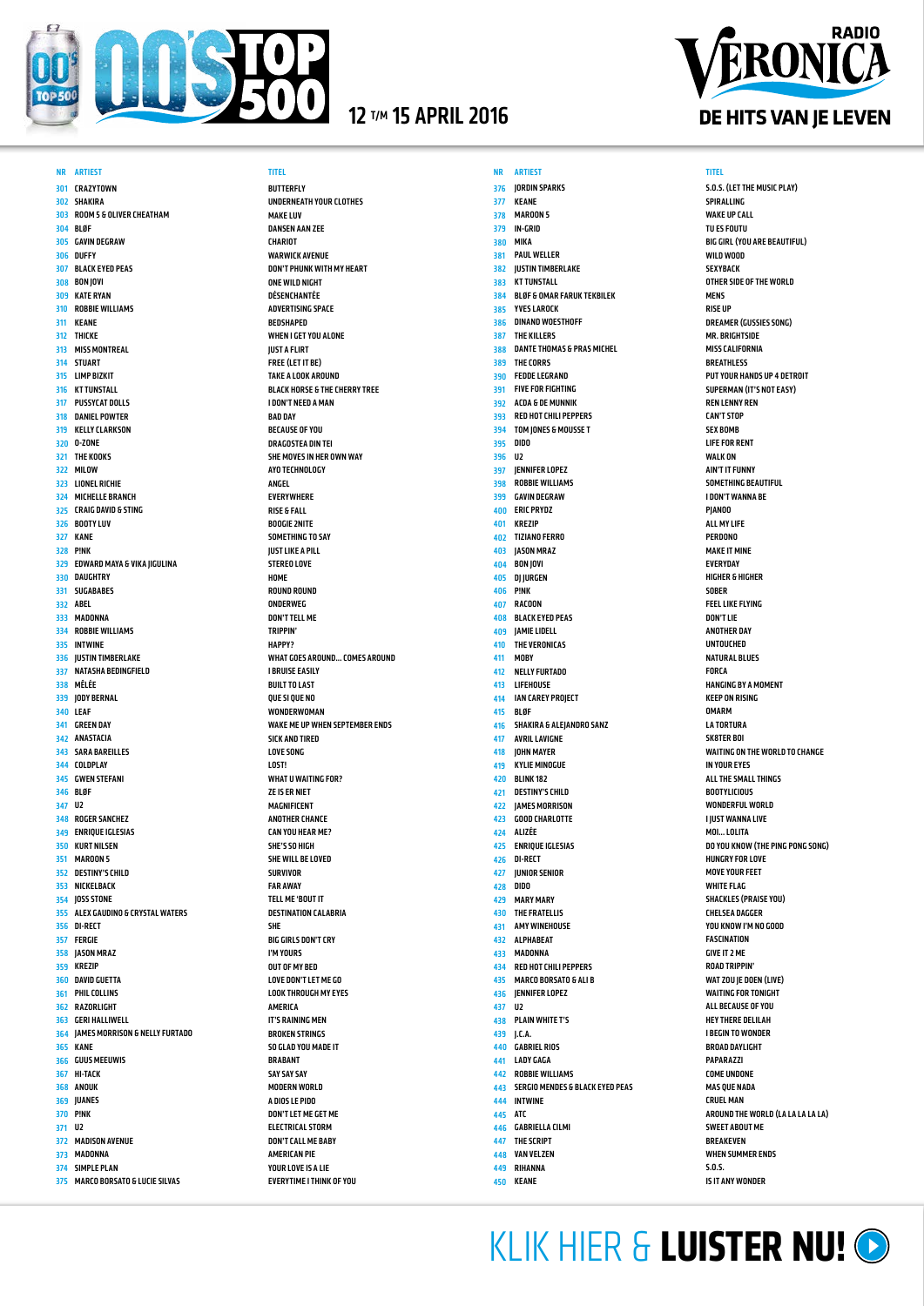# 00'S TOP 500

**12 T/M 15 APRIL 2016**

RADIO VERONICA — DE HITS VAN JE LEVEN

| NR | ARTIEST | TITEL |
|---|---|---|
| 301 | CRAZYTOWN | BUTTERFLY |
| 302 | SHAKIRA | UNDERNEATH YOUR CLOTHES |
| 303 | ROOM 5 & OLIVER CHEATHAM | MAKE LUV |
| 304 | BLØF | DANSEN AAN ZEE |
| 305 | GAVIN DEGRAW | CHARIOT |
| 306 | DUFFY | WARWICK AVENUE |
| 307 | BLACK EYED PEAS | DON'T PHUNK WITH MY HEART |
| 308 | BON JOVI | ONE WILD NIGHT |
| 309 | KATE RYAN | DÉSENCHANTÉE |
| 310 | ROBBIE WILLIAMS | ADVERTISING SPACE |
| 311 | KEANE | BEDSHAPED |
| 312 | THICKE | WHEN I GET YOU ALONE |
| 313 | MISS MONTREAL | JUST A FLIRT |
| 314 | STUART | FREE (LET IT BE) |
| 315 | LIMP BIZKIT | TAKE A LOOK AROUND |
| 316 | KT TUNSTALL | BLACK HORSE & THE CHERRY TREE |
| 317 | PUSSYCAT DOLLS | I DON'T NEED A MAN |
| 318 | DANIEL POWTER | BAD DAY |
| 319 | KELLY CLARKSON | BECAUSE OF YOU |
| 320 | O-ZONE | DRAGOSTEA DIN TEI |
| 321 | THE KOOKS | SHE MOVES IN HER OWN WAY |
| 322 | MILOW | AYO TECHNOLOGY |
| 323 | LIONEL RICHIE | ANGEL |
| 324 | MICHELLE BRANCH | EVERYWHERE |
| 325 | CRAIG DAVID & STING | RISE & FALL |
| 326 | BOOTY LUV | BOOGIE 2NITE |
| 327 | KANE | SOMETHING TO SAY |
| 328 | P!NK | JUST LIKE A PILL |
| 329 | EDWARD MAYA & VIKA JIGULINA | STEREO LOVE |
| 330 | DAUGHTRY | HOME |
| 331 | SUGABABES | ROUND ROUND |
| 332 | ABEL | ONDERWEG |
| 333 | MADONNA | DON'T TELL ME |
| 334 | ROBBIE WILLIAMS | TRIPPIN' |
| 335 | INTWINE | HAPPY? |
| 336 | JUSTIN TIMBERLAKE | WHAT GOES AROUND... COMES AROUND |
| 337 | NATASHA BEDINGFIELD | I BRUISE EASILY |
| 338 | MÊLÉE | BUILT TO LAST |
| 339 | JODY BERNAL | QUE SI QUE NO |
| 340 | LEAF | WONDERWOMAN |
| 341 | GREEN DAY | WAKE ME UP WHEN SEPTEMBER ENDS |
| 342 | ANASTACIA | SICK AND TIRED |
| 343 | SARA BAREILLES | LOVE SONG |
| 344 | COLDPLAY | LOST! |
| 345 | GWEN STEFANI | WHAT U WAITING FOR? |
| 346 | BLØF | ZE IS ER NIET |
| 347 | U2 | MAGNIFICENT |
| 348 | ROGER SANCHEZ | ANOTHER CHANCE |
| 349 | ENRIQUE IGLESIAS | CAN YOU HEAR ME? |
| 350 | KURT NILSEN | SHE'S SO HIGH |
| 351 | MAROON 5 | SHE WILL BE LOVED |
| 352 | DESTINY'S CHILD | SURVIVOR |
| 353 | NICKELBACK | FAR AWAY |
| 354 | JOSS STONE | TELL ME 'BOUT IT |
| 355 | ALEX GAUDINO & CRYSTAL WATERS | DESTINATION CALABRIA |
| 356 | DI-RECT | SHE |
| 357 | FERGIE | BIG GIRLS DON'T CRY |
| 358 | JASON MRAZ | I'M YOURS |
| 359 | KREZIP | OUT OF MY BED |
| 360 | DAVID GUETTA | LOVE DON'T LET ME GO |
| 361 | PHIL COLLINS | LOOK THROUGH MY EYES |
| 362 | RAZORLIGHT | AMERICA |
| 363 | GERI HALLIWELL | IT'S RAINING MEN |
| 364 | JAMES MORRISON & NELLY FURTADO | BROKEN STRINGS |
| 365 | KANE | SO GLAD YOU MADE IT |
| 366 | GUUS MEEUWIS | BRABANT |
| 367 | HI-TACK | SAY SAY SAY |
| 368 | ANOUK | MODERN WORLD |
| 369 | JUANES | A DIOS LE PIDO |
| 370 | P!NK | DON'T LET ME GET ME |
| 371 | U2 | ELECTRICAL STORM |
| 372 | MADISON AVENUE | DON'T CALL ME BABY |
| 373 | MADONNA | AMERICAN PIE |
| 374 | SIMPLE PLAN | YOUR LOVE IS A LIE |
| 375 | MARCO BORSATO & LUCIE SILVAS | EVERYTIME I THINK OF YOU |
| 376 | JORDIN SPARKS | S.O.S. (LET THE MUSIC PLAY) |
| 377 | KEANE | SPIRALLING |
| 378 | MAROON 5 | WAKE UP CALL |
| 379 | IN-GRID | TU ES FOUTU |
| 380 | MIKA | BIG GIRL (YOU ARE BEAUTIFUL) |
| 381 | PAUL WELLER | WILD WOOD |
| 382 | JUSTIN TIMBERLAKE | SEXYBACK |
| 383 | KT TUNSTALL | OTHER SIDE OF THE WORLD |
| 384 | BLØF & OMAR FARUK TEKBILEK | MENS |
| 385 | YVES LAROCK | RISE UP |
| 386 | DINAND WOESTHOFF | DREAMER (GUSSIES SONG) |
| 387 | THE KILLERS | MR. BRIGHTSIDE |
| 388 | DANTE THOMAS & PRAS MICHEL | MISS CALIFORNIA |
| 389 | THE CORRS | BREATHLESS |
| 390 | FEDDE LEGRAND | PUT YOUR HANDS UP 4 DETROIT |
| 391 | FIVE FOR FIGHTING | SUPERMAN (IT'S NOT EASY) |
| 392 | ACDA & DE MUNNIK | REN LENNY REN |
| 393 | RED HOT CHILI PEPPERS | CAN'T STOP |
| 394 | TOM JONES & MOUSSE T | SEX BOMB |
| 395 | DIDO | LIFE FOR RENT |
| 396 | U2 | WALK ON |
| 397 | JENNIFER LOPEZ | AIN'T IT FUNNY |
| 398 | ROBBIE WILLIAMS | SOMETHING BEAUTIFUL |
| 399 | GAVIN DEGRAW | I DON'T WANNA BE |
| 400 | ERIC PRYDZ | PJANOO |
| 401 | KREZIP | ALL MY LIFE |
| 402 | TIZIANO FERRO | PERDONO |
| 403 | JASON MRAZ | MAKE IT MINE |
| 404 | BON JOVI | EVERYDAY |
| 405 | DJ JURGEN | HIGHER & HIGHER |
| 406 | P!NK | SOBER |
| 407 | RACOON | FEEL LIKE FLYING |
| 408 | BLACK EYED PEAS | DON'T LIE |
| 409 | JAMIE LIDELL | ANOTHER DAY |
| 410 | THE VERONICAS | UNTOUCHED |
| 411 | MOBY | NATURAL BLUES |
| 412 | NELLY FURTADO | FORCA |
| 413 | LIFEHOUSE | HANGING BY A MOMENT |
| 414 | IAN CAREY PROJECT | KEEP ON RISING |
| 415 | BLØF | OMARM |
| 416 | SHAKIRA & ALEJANDRO SANZ | LA TORTURA |
| 417 | AVRIL LAVIGNE | SK8TER BOI |
| 418 | JOHN MAYER | WAITING ON THE WORLD TO CHANGE |
| 419 | KYLIE MINOGUE | IN YOUR EYES |
| 420 | BLINK 182 | ALL THE SMALL THINGS |
| 421 | DESTINY'S CHILD | BOOTYLICIOUS |
| 422 | JAMES MORRISON | WONDERFUL WORLD |
| 423 | GOOD CHARLOTTE | I JUST WANNA LIVE |
| 424 | ALIZÉE | MOI... LOLITA |
| 425 | ENRIQUE IGLESIAS | DO YOU KNOW (THE PING PONG SONG) |
| 426 | DI-RECT | HUNGRY FOR LOVE |
| 427 | JUNIOR SENIOR | MOVE YOUR FEET |
| 428 | DIDO | WHITE FLAG |
| 429 | MARY MARY | SHACKLES (PRAISE YOU) |
| 430 | THE FRATELLIS | CHELSEA DAGGER |
| 431 | AMY WINEHOUSE | YOU KNOW I'M NO GOOD |
| 432 | ALPHABEAT | FASCINATION |
| 433 | MADONNA | GIVE IT 2 ME |
| 434 | RED HOT CHILI PEPPERS | ROAD TRIPPIN' |
| 435 | MARCO BORSATO & ALI B | WAT ZOU JE DOEN (LIVE) |
| 436 | JENNIFER LOPEZ | WAITING FOR TONIGHT |
| 437 | U2 | ALL BECAUSE OF YOU |
| 438 | PLAIN WHITE T'S | HEY THERE DELILAH |
| 439 | J.C.A. | I BEGIN TO WONDER |
| 440 | GABRIEL RIOS | BROAD DAYLIGHT |
| 441 | LADY GAGA | PAPARAZZI |
| 442 | ROBBIE WILLIAMS | COME UNDONE |
| 443 | SERGIO MENDES & BLACK EYED PEAS | MAS QUE NADA |
| 444 | INTWINE | CRUEL MAN |
| 445 | ATC | AROUND THE WORLD (LA LA LA LA LA) |
| 446 | GABRIELLA CILMI | SWEET ABOUT ME |
| 447 | THE SCRIPT | BREAKEVEN |
| 448 | VAN VELZEN | WHEN SUMMER ENDS |
| 449 | RIHANNA | S.O.S. |
| 450 | KEANE | IS IT ANY WONDER |

KLIK HIER & **LUISTER NU!**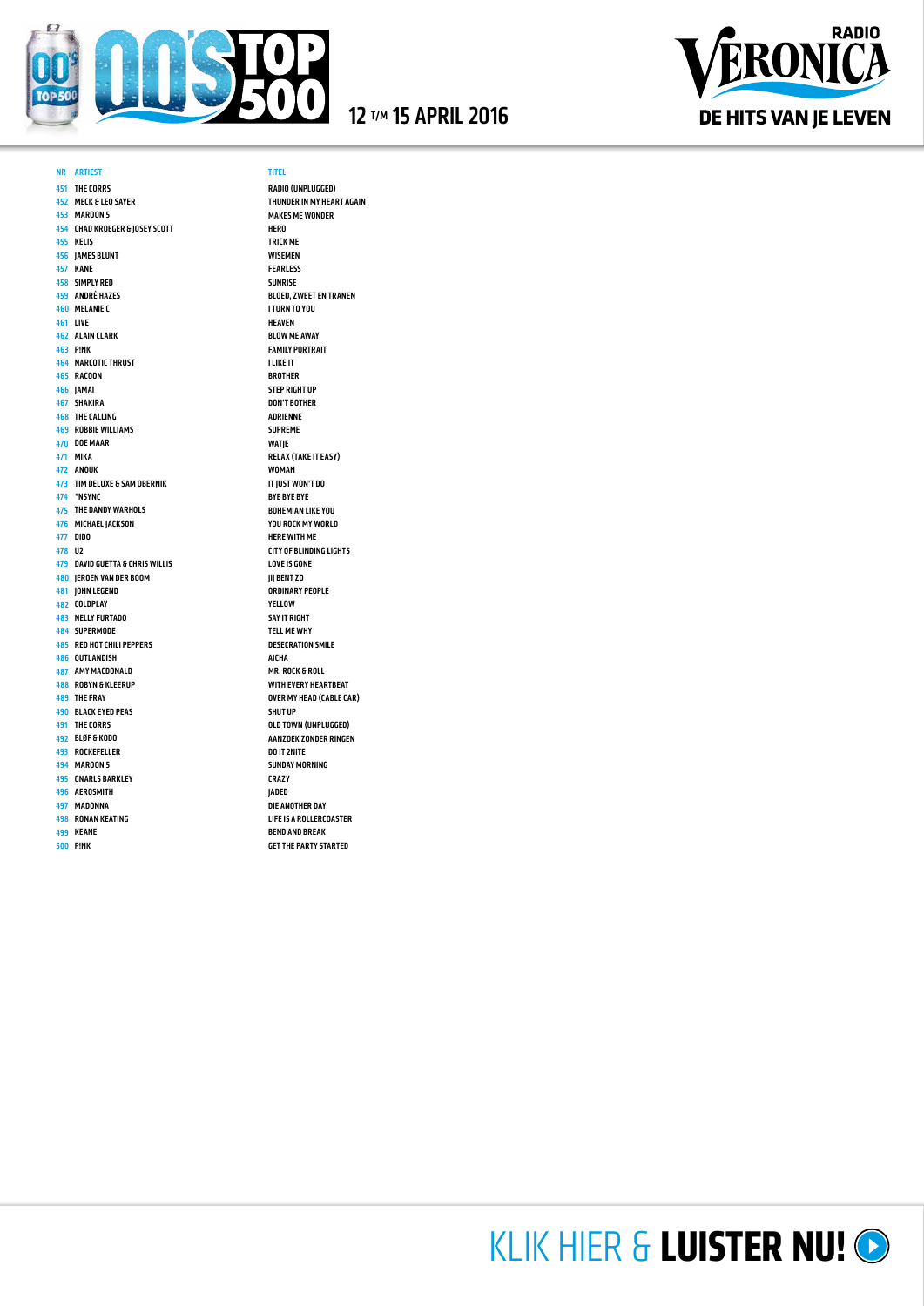# 00'S TOP 500

12 T/M 15 APRIL 2016

RADIO VERONICA — DE HITS VAN JE LEVEN

| NR | ARTIEST | TITEL |
|---|---|---|
| 451 | THE CORRS | RADIO (UNPLUGGED) |
| 452 | MECK & LEO SAYER | THUNDER IN MY HEART AGAIN |
| 453 | MAROON 5 | MAKES ME WONDER |
| 454 | CHAD KROEGER & JOSEY SCOTT | HERO |
| 455 | KELIS | TRICK ME |
| 456 | JAMES BLUNT | WISEMEN |
| 457 | KANE | FEARLESS |
| 458 | SIMPLY RED | SUNRISE |
| 459 | ANDRÉ HAZES | BLOED, ZWEET EN TRANEN |
| 460 | MELANIE C | I TURN TO YOU |
| 461 | LIVE | HEAVEN |
| 462 | ALAIN CLARK | BLOW ME AWAY |
| 463 | P!NK | FAMILY PORTRAIT |
| 464 | NARCOTIC THRUST | I LIKE IT |
| 465 | RACOON | BROTHER |
| 466 | JAMAI | STEP RIGHT UP |
| 467 | SHAKIRA | DON'T BOTHER |
| 468 | THE CALLING | ADRIENNE |
| 469 | ROBBIE WILLIAMS | SUPREME |
| 470 | DOE MAAR | WATJE |
| 471 | MIKA | RELAX (TAKE IT EASY) |
| 472 | ANOUK | WOMAN |
| 473 | TIM DELUXE & SAM OBERNIK | IT JUST WON'T DO |
| 474 | *NSYNC | BYE BYE BYE |
| 475 | THE DANDY WARHOLS | BOHEMIAN LIKE YOU |
| 476 | MICHAEL JACKSON | YOU ROCK MY WORLD |
| 477 | DIDO | HERE WITH ME |
| 478 | U2 | CITY OF BLINDING LIGHTS |
| 479 | DAVID GUETTA & CHRIS WILLIS | LOVE IS GONE |
| 480 | JEROEN VAN DER BOOM | JIJ BENT ZO |
| 481 | JOHN LEGEND | ORDINARY PEOPLE |
| 482 | COLDPLAY | YELLOW |
| 483 | NELLY FURTADO | SAY IT RIGHT |
| 484 | SUPERMODE | TELL ME WHY |
| 485 | RED HOT CHILI PEPPERS | DESECRATION SMILE |
| 486 | OUTLANDISH | AICHA |
| 487 | AMY MACDONALD | MR. ROCK & ROLL |
| 488 | ROBYN & KLEERUP | WITH EVERY HEARTBEAT |
| 489 | THE FRAY | OVER MY HEAD (CABLE CAR) |
| 490 | BLACK EYED PEAS | SHUT UP |
| 491 | THE CORRS | OLD TOWN (UNPLUGGED) |
| 492 | BLØF & KODO | AANZOEK ZONDER RINGEN |
| 493 | ROCKEFELLER | DO IT 2NITE |
| 494 | MAROON 5 | SUNDAY MORNING |
| 495 | GNARLS BARKLEY | CRAZY |
| 496 | AEROSMITH | JADED |
| 497 | MADONNA | DIE ANOTHER DAY |
| 498 | RONAN KEATING | LIFE IS A ROLLERCOASTER |
| 499 | KEANE | BEND AND BREAK |
| 500 | P!NK | GET THE PARTY STARTED |

KLIK HIER & **LUISTER NU!**